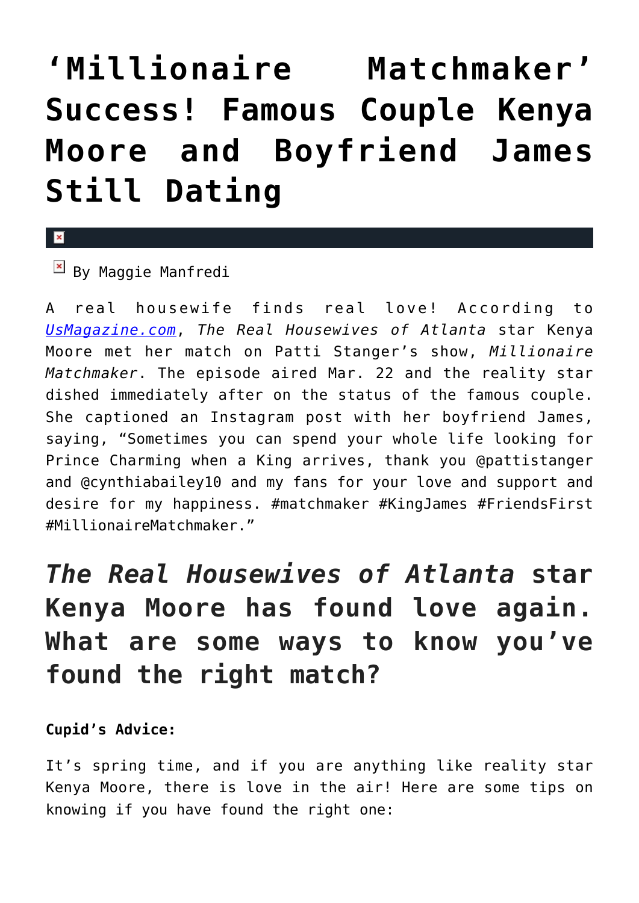# 'Millionaire Matchmaker' Success! Famous Couple Kenya Moore and Boyfriend James Still Dating

By Maggie Manfredi

A real housewife finds real love! According to [UsMagazine.com](UsMagazine.com), *The Real Housewives of Atlanta* star Kenya Moore met her match on Patti Stanger's show, *Millionaire Matchmaker*. The episode aired Mar. 22 and the reality star dished immediately after on the status of the famous couple. She captioned an Instagram post with her boyfriend James, saying, "Sometimes you can spend your whole life looking for Prince Charming when a King arrives, thank you @pattistanger and @cynthiabailey10 and my fans for your love and support and desire for my happiness. #matchmaker #KingJames #FriendsFirst #MillionaireMatchmaker."

## *The Real Housewives of Atlanta* star Kenya Moore has found love again. What are some ways to know you've found the right match?

**Cupid's Advice:**

It's spring time, and if you are anything like reality star Kenya Moore, there is love in the air! Here are some tips on knowing if you have found the right one: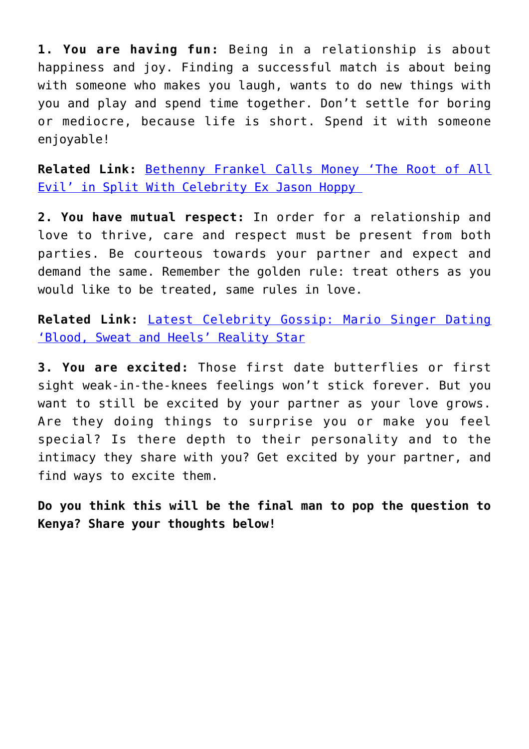**1. You are having fun:** Being in a relationship is about happiness and joy. Finding a successful match is about being with someone who makes you laugh, wants to do new things with you and play and spend time together. Don't settle for boring or mediocre, because life is short. Spend it with someone enjoyable!

**Related Link:** [Bethenny Frankel Calls Money 'The Root of All Evil' in Split With Celebrity Ex Jason Hoppy](#)

**2. You have mutual respect:** In order for a relationship and love to thrive, care and respect must be present from both parties. Be courteous towards your partner and expect and demand the same. Remember the golden rule: treat others as you would like to be treated, same rules in love.

**Related Link:** [Latest Celebrity Gossip: Mario Singer Dating 'Blood, Sweat and Heels' Reality Star](#)

**3. You are excited:** Those first date butterflies or first sight weak-in-the-knees feelings won't stick forever. But you want to still be excited by your partner as your love grows. Are they doing things to surprise you or make you feel special? Is there depth to their personality and to the intimacy they share with you? Get excited by your partner, and find ways to excite them.

**Do you think this will be the final man to pop the question to Kenya? Share your thoughts below!**